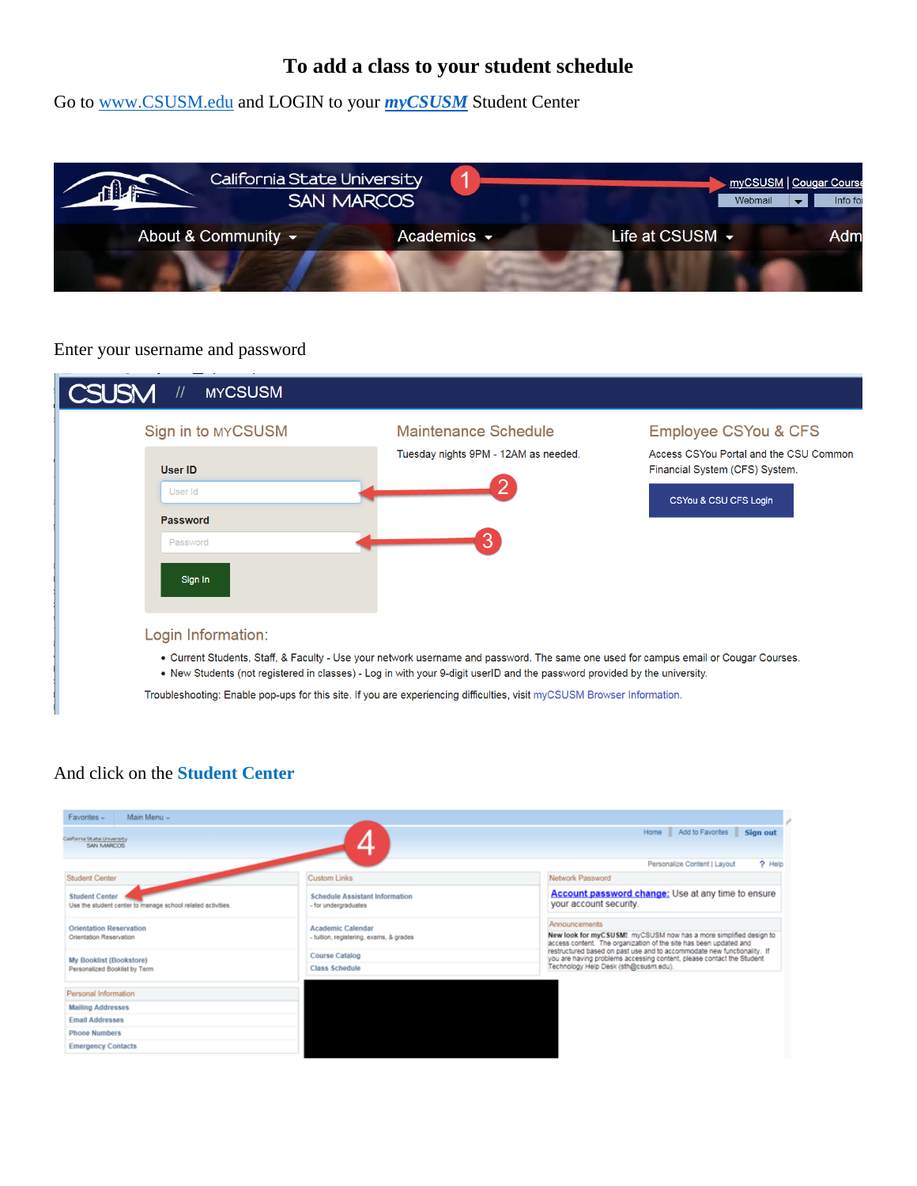# To add a class to your student schedule

Go to www.CSUSM.edu and LOGIN to your ***myCSUSM*** Student Center

Enter your username and password

And click on the **Student Center**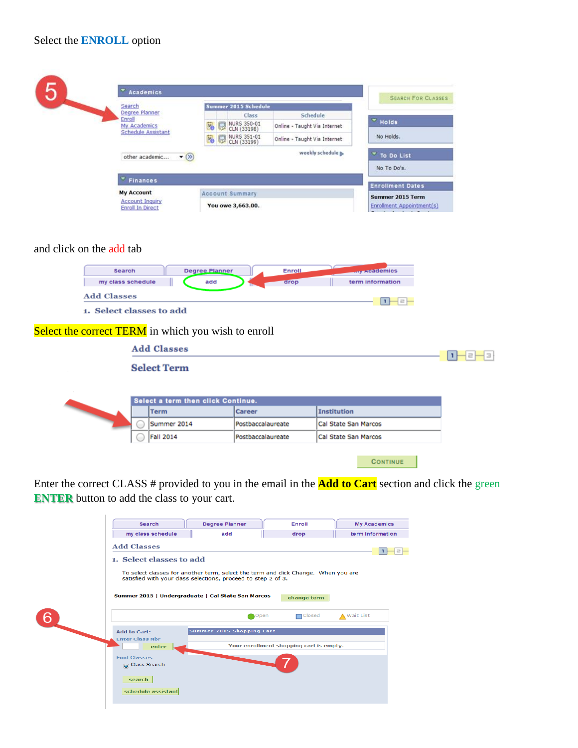Select the **ENROLL** option

and click on the add tab

Select the correct TERM in which you wish to enroll

Enter the correct CLASS # provided to you in the email in the **Add to Cart** section and click the green **ENTER** button to add the class to your cart.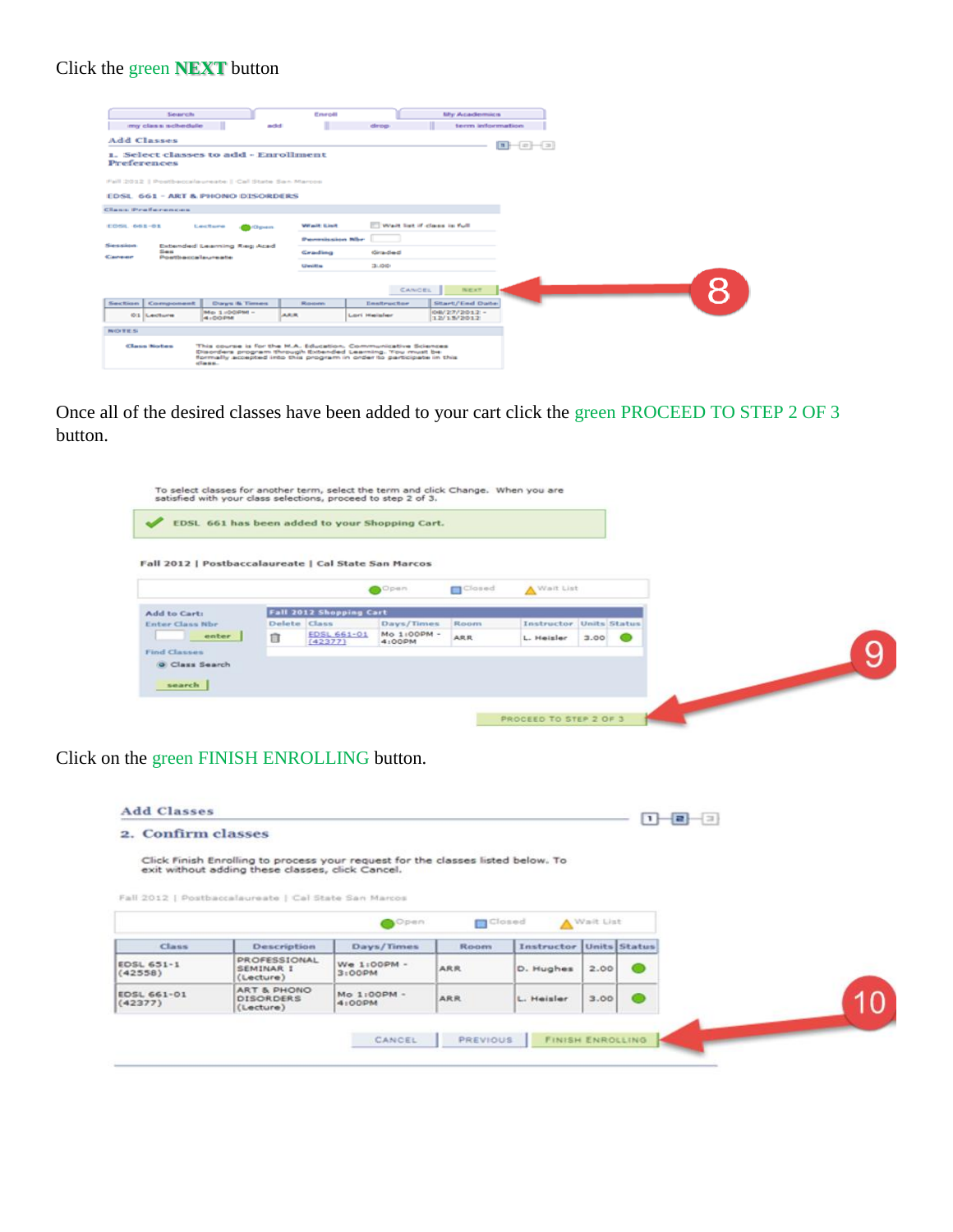Click the green **NEXT** button

Once all of the desired classes have been added to your cart click the green PROCEED TO STEP 2 OF 3 button.

Click on the green FINISH ENROLLING button.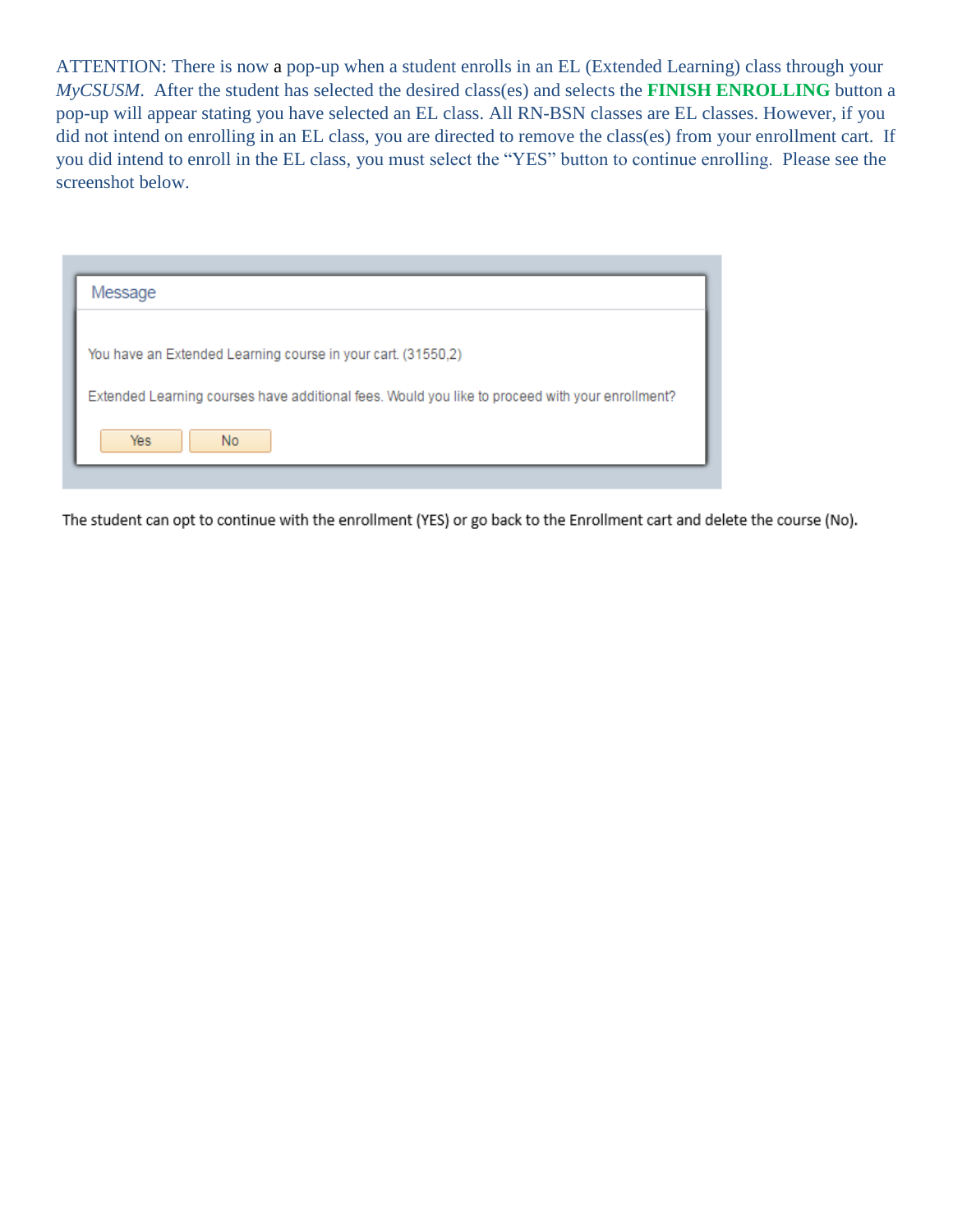ATTENTION: There is now a pop-up when a student enrolls in an EL (Extended Learning) class through your *MyCSUSM*. After the student has selected the desired class(es) and selects the **FINISH ENROLLING** button a pop-up will appear stating you have selected an EL class. All RN-BSN classes are EL classes. However, if you did not intend on enrolling in an EL class, you are directed to remove the class(es) from your enrollment cart. If you did intend to enroll in the EL class, you must select the "YES" button to continue enrolling. Please see the screenshot below.

Message

You have an Extended Learning course in your cart. (31550,2)

Extended Learning courses have additional fees. Would you like to proceed with your enrollment?

Yes No

The student can opt to continue with the enrollment (YES) or go back to the Enrollment cart and delete the course (No).